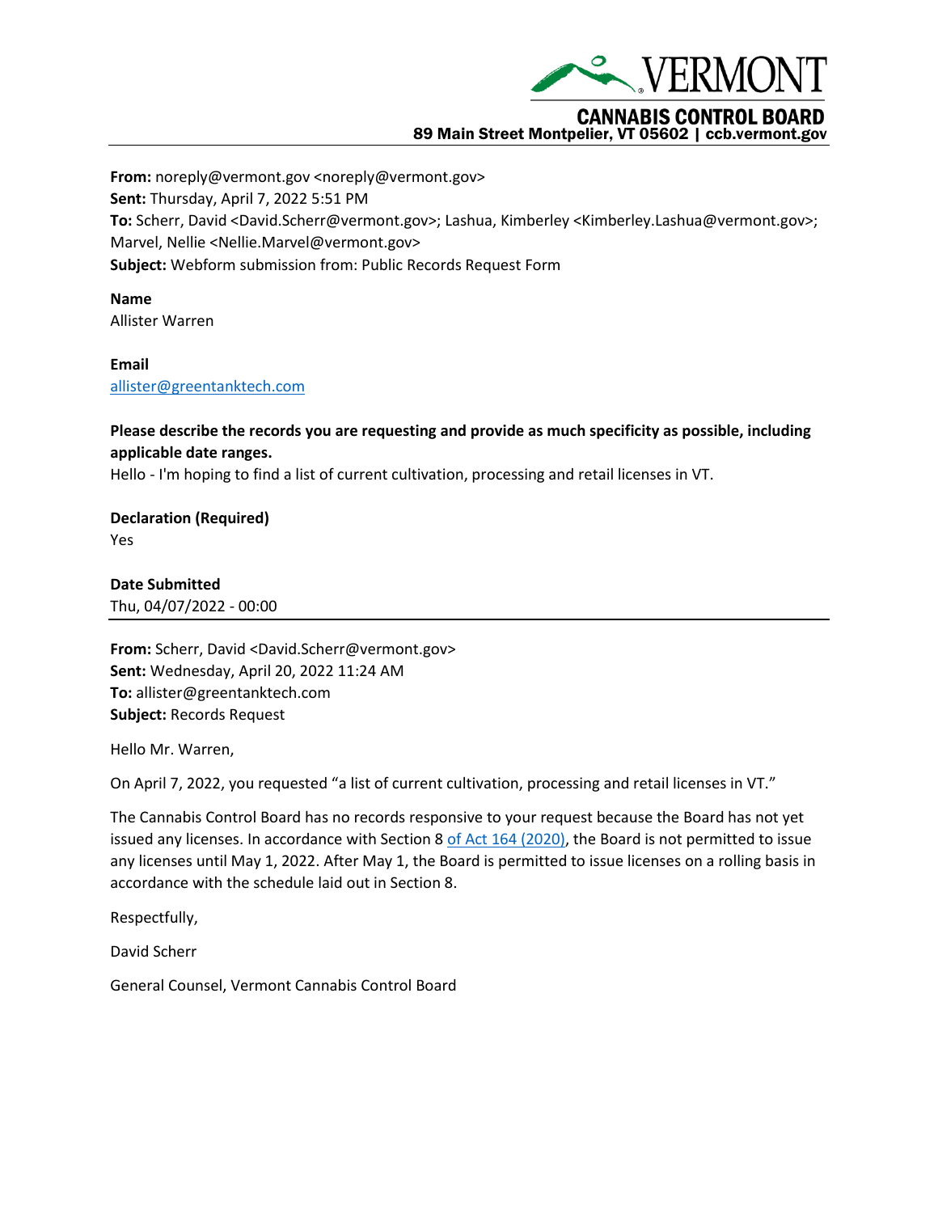VERMONT

CANNABIS CONTROL BOARD
89 Main Street Montpelier, VT 05602 | ccb.vermont.gov

---

**From:** noreply@vermont.gov <noreply@vermont.gov>
**Sent:** Thursday, April 7, 2022 5:51 PM
**To:** Scherr, David <David.Scherr@vermont.gov>; Lashua, Kimberley <Kimberley.Lashua@vermont.gov>; Marvel, Nellie <Nellie.Marvel@vermont.gov>
**Subject:** Webform submission from: Public Records Request Form

**Name**
Allister Warren

**Email**
allister@greentanktech.com

**Please describe the records you are requesting and provide as much specificity as possible, including applicable date ranges.**
Hello - I'm hoping to find a list of current cultivation, processing and retail licenses in VT.

**Declaration (Required)**
Yes

**Date Submitted**
Thu, 04/07/2022 - 00:00

---

**From:** Scherr, David <David.Scherr@vermont.gov>
**Sent:** Wednesday, April 20, 2022 11:24 AM
**To:** allister@greentanktech.com
**Subject:** Records Request

Hello Mr. Warren,

On April 7, 2022, you requested "a list of current cultivation, processing and retail licenses in VT."

The Cannabis Control Board has no records responsive to your request because the Board has not yet issued any licenses. In accordance with Section 8 of Act 164 (2020), the Board is not permitted to issue any licenses until May 1, 2022. After May 1, the Board is permitted to issue licenses on a rolling basis in accordance with the schedule laid out in Section 8.

Respectfully,

David Scherr

General Counsel, Vermont Cannabis Control Board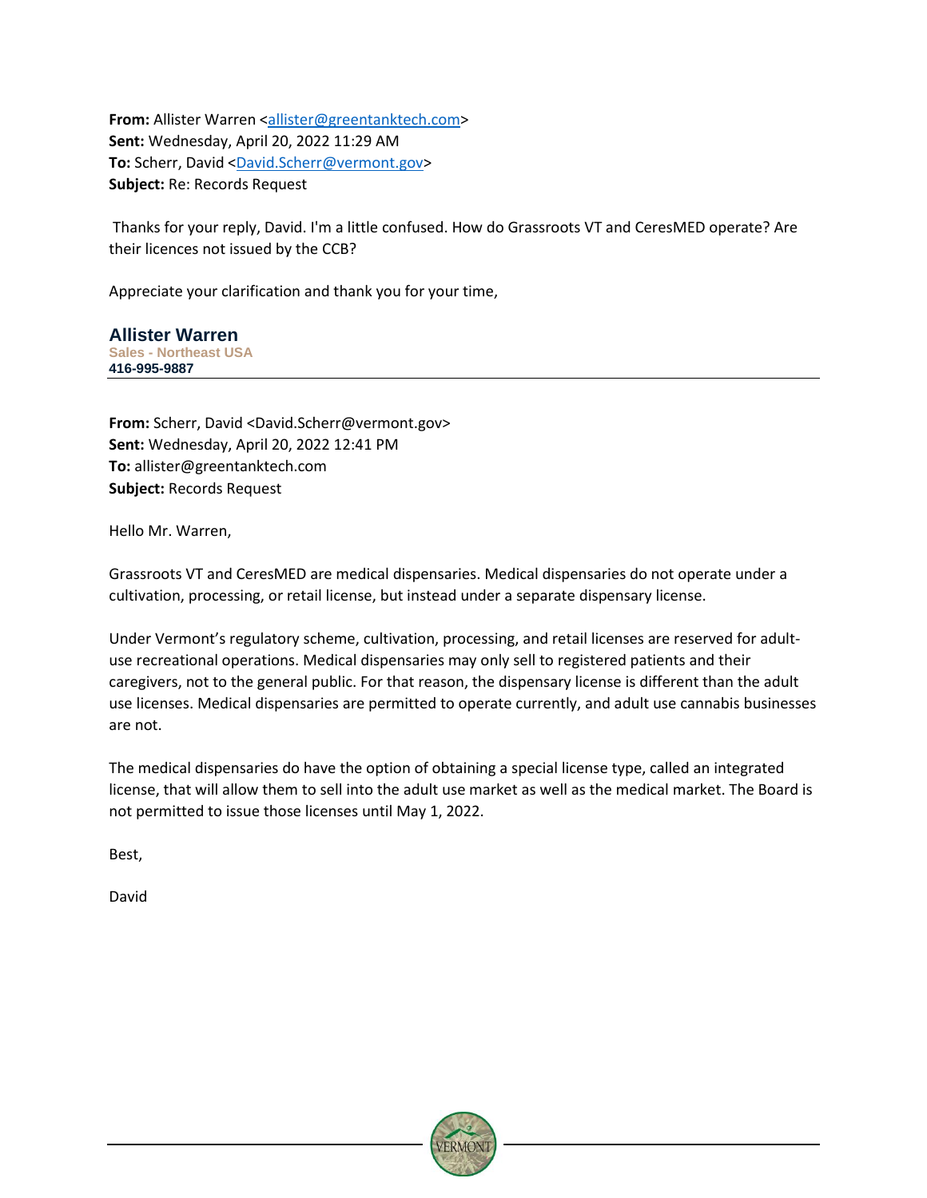**From:** Allister Warren <allister@greentanktech.com>
**Sent:** Wednesday, April 20, 2022 11:29 AM
**To:** Scherr, David <David.Scherr@vermont.gov>
**Subject:** Re: Records Request

Thanks for your reply, David. I'm a little confused. How do Grassroots VT and CeresMED operate? Are their licences not issued by the CCB?

Appreciate your clarification and thank you for your time,

**Allister Warren**
**Sales - Northeast USA**
**416-995-9887**

---

**From:** Scherr, David <David.Scherr@vermont.gov>
**Sent:** Wednesday, April 20, 2022 12:41 PM
**To:** allister@greentanktech.com
**Subject:** Records Request

Hello Mr. Warren,

Grassroots VT and CeresMED are medical dispensaries. Medical dispensaries do not operate under a cultivation, processing, or retail license, but instead under a separate dispensary license.

Under Vermont's regulatory scheme, cultivation, processing, and retail licenses are reserved for adult-use recreational operations. Medical dispensaries may only sell to registered patients and their caregivers, not to the general public. For that reason, the dispensary license is different than the adult use licenses. Medical dispensaries are permitted to operate currently, and adult use cannabis businesses are not.

The medical dispensaries do have the option of obtaining a special license type, called an integrated license, that will allow them to sell into the adult use market as well as the medical market. The Board is not permitted to issue those licenses until May 1, 2022.

Best,

David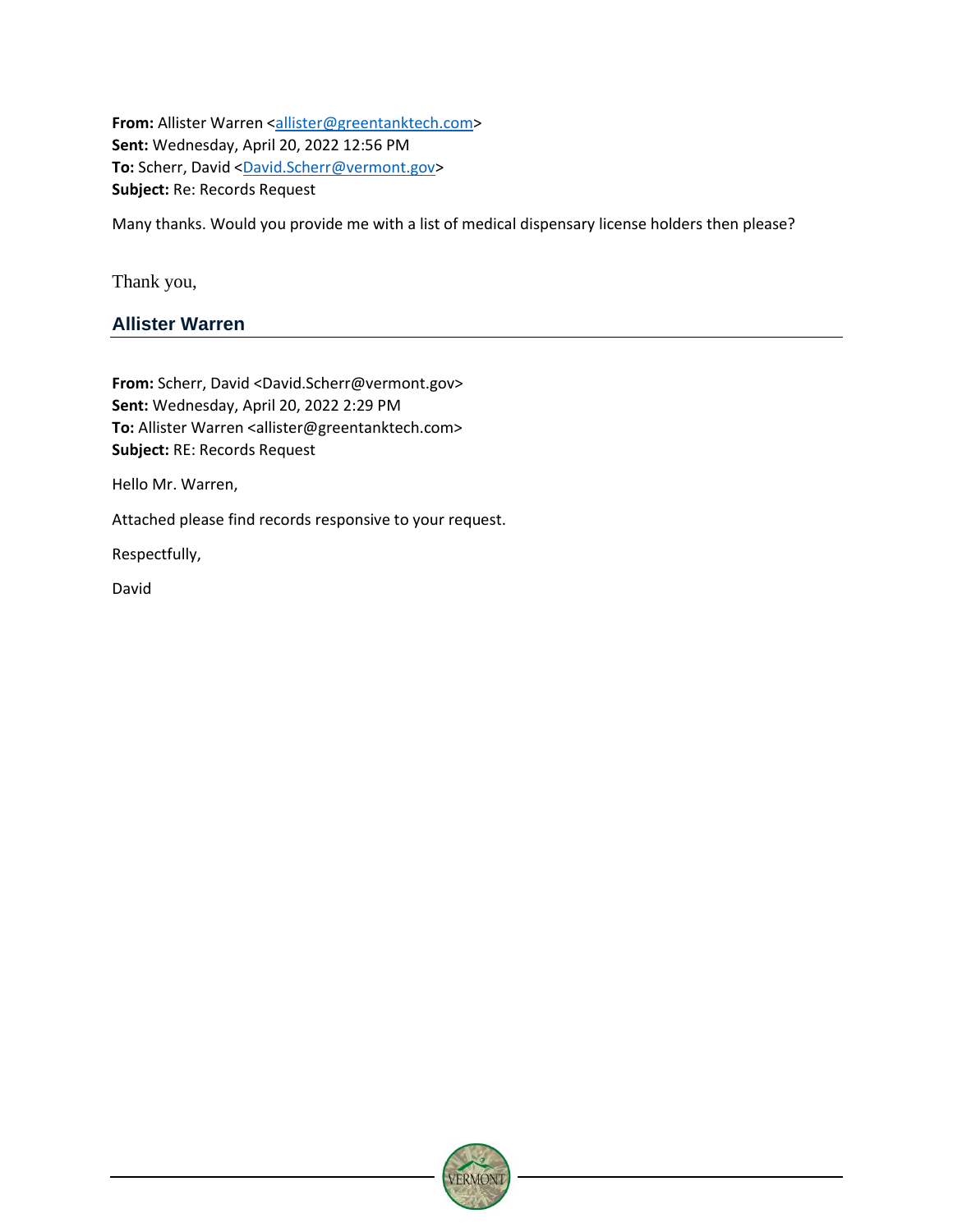**From:** Allister Warren <allister@greentanktech.com>
**Sent:** Wednesday, April 20, 2022 12:56 PM
**To:** Scherr, David <David.Scherr@vermont.gov>
**Subject:** Re: Records Request

Many thanks. Would you provide me with a list of medical dispensary license holders then please?

Thank you,

**Allister Warren**

---

**From:** Scherr, David <David.Scherr@vermont.gov>
**Sent:** Wednesday, April 20, 2022 2:29 PM
**To:** Allister Warren <allister@greentanktech.com>
**Subject:** RE: Records Request

Hello Mr. Warren,

Attached please find records responsive to your request.

Respectfully,

David